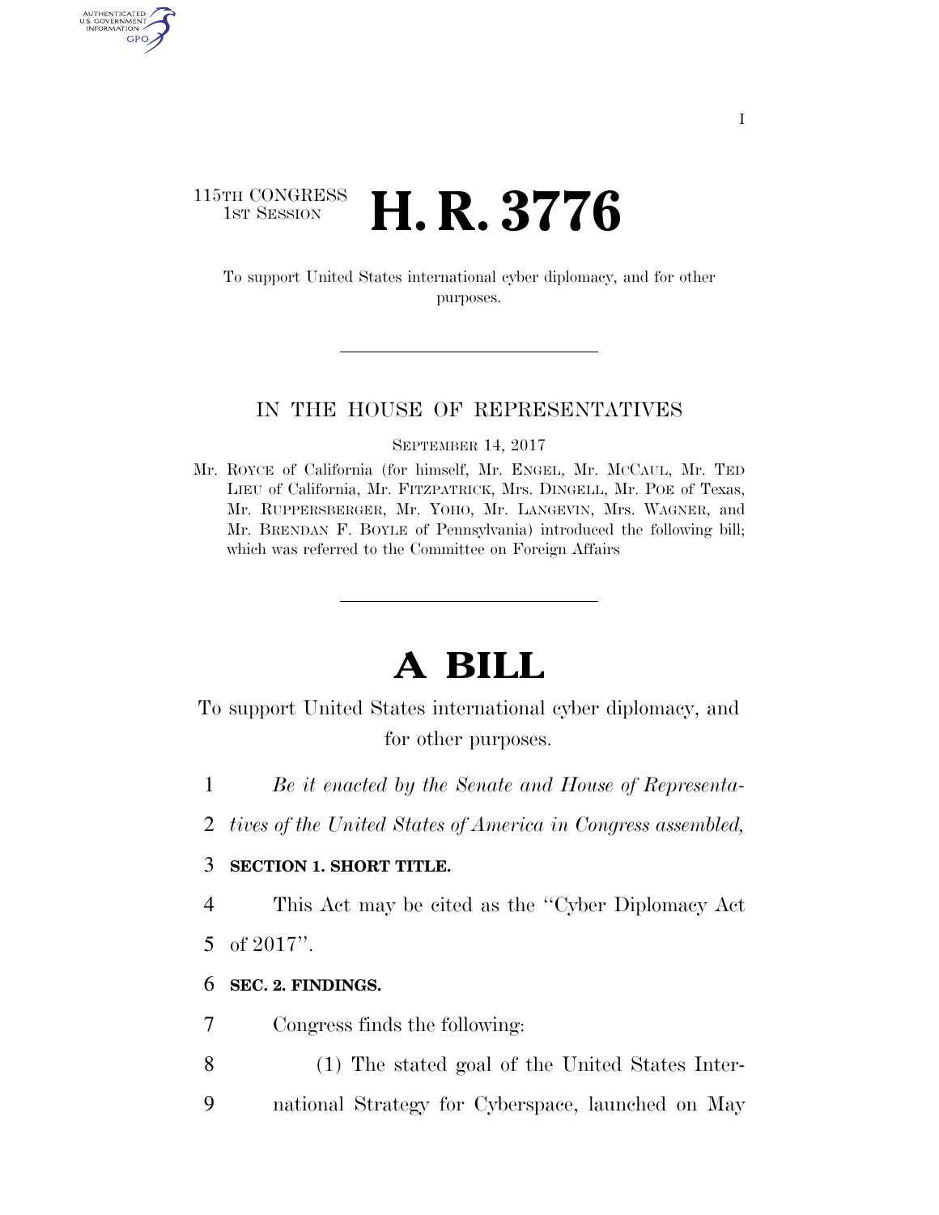115TH CONGRESS
1ST SESSION

# H. R. 3776

To support United States international cyber diplomacy, and for other purposes.

IN THE HOUSE OF REPRESENTATIVES

SEPTEMBER 14, 2017

Mr. ROYCE of California (for himself, Mr. ENGEL, Mr. MCCAUL, Mr. TED LIEU of California, Mr. FITZPATRICK, Mrs. DINGELL, Mr. POE of Texas, Mr. RUPPERSBERGER, Mr. YOHO, Mr. LANGEVIN, Mrs. WAGNER, and Mr. BRENDAN F. BOYLE of Pennsylvania) introduced the following bill; which was referred to the Committee on Foreign Affairs

# A BILL

To support United States international cyber diplomacy, and for other purposes.

1 *Be it enacted by the Senate and House of Representa-*
2 *tives of the United States of America in Congress assembled,*

3 **SECTION 1. SHORT TITLE.**

4 This Act may be cited as the "Cyber Diplomacy Act
5 of 2017".

6 **SEC. 2. FINDINGS.**

7 Congress finds the following:

8 (1) The stated goal of the United States Inter-
9 national Strategy for Cyberspace, launched on May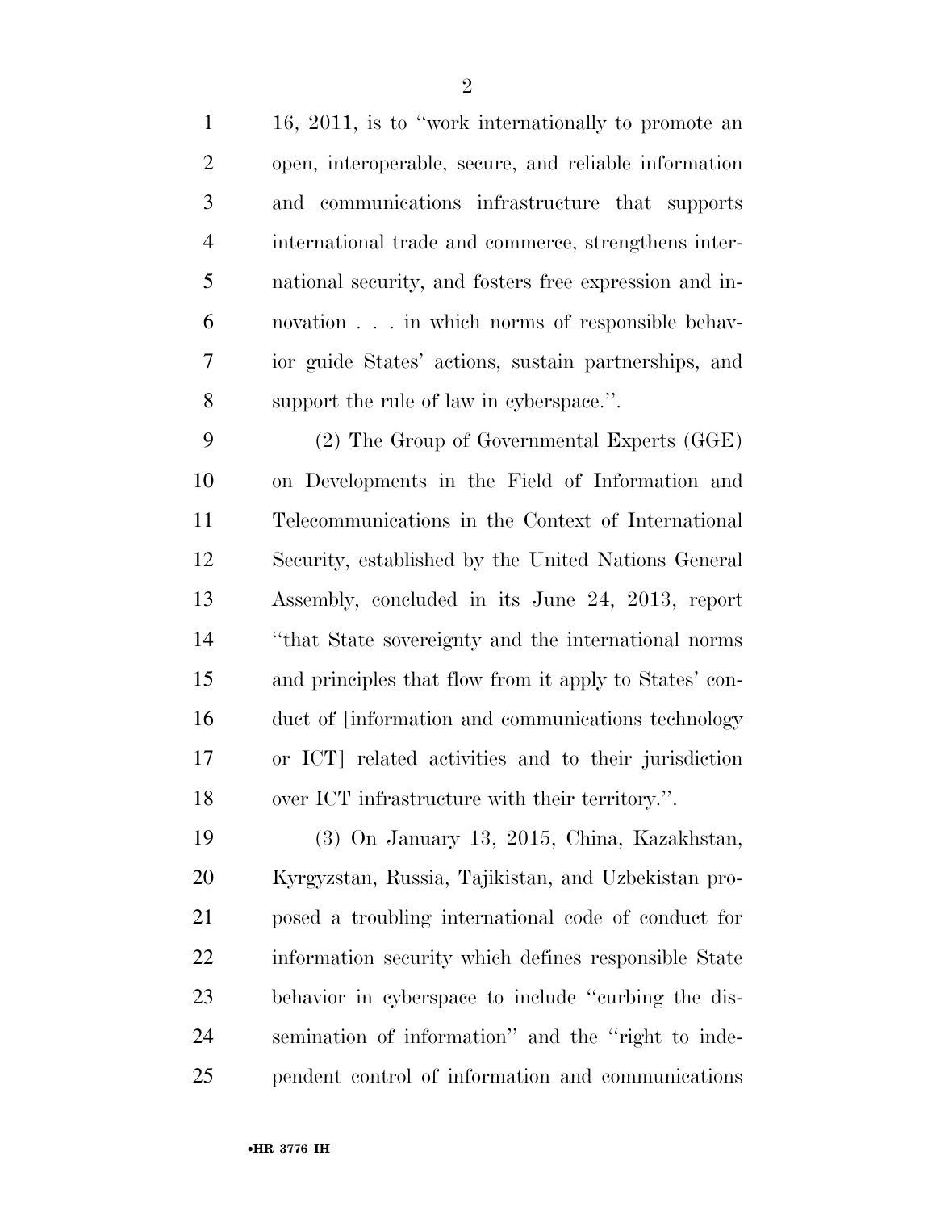16, 2011, is to "work internationally to promote an open, interoperable, secure, and reliable information and communications infrastructure that supports international trade and commerce, strengthens international security, and fosters free expression and innovation . . . in which norms of responsible behavior guide States' actions, sustain partnerships, and support the rule of law in cyberspace.".

(2) The Group of Governmental Experts (GGE) on Developments in the Field of Information and Telecommunications in the Context of International Security, established by the United Nations General Assembly, concluded in its June 24, 2013, report "that State sovereignty and the international norms and principles that flow from it apply to States' conduct of [information and communications technology or ICT] related activities and to their jurisdiction over ICT infrastructure with their territory.".

(3) On January 13, 2015, China, Kazakhstan, Kyrgyzstan, Russia, Tajikistan, and Uzbekistan proposed a troubling international code of conduct for information security which defines responsible State behavior in cyberspace to include "curbing the dissemination of information" and the "right to independent control of information and communications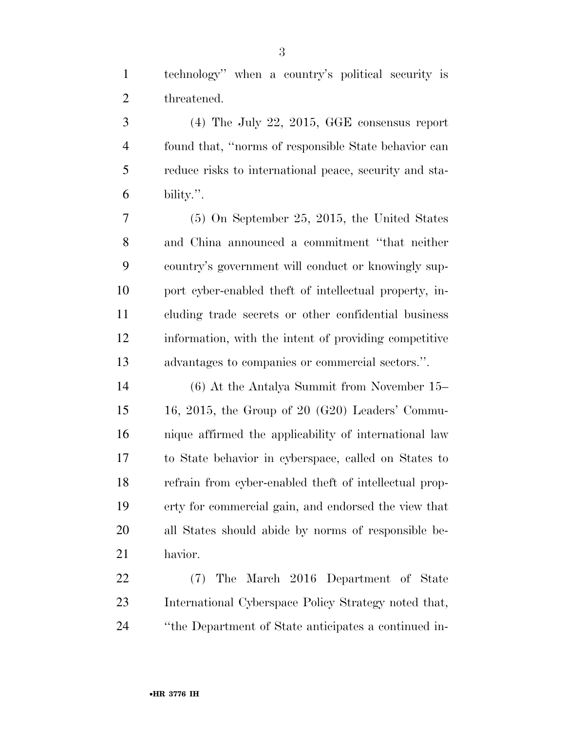technology'' when a country's political security is threatened.

(4) The July 22, 2015, GGE consensus report found that, ''norms of responsible State behavior can reduce risks to international peace, security and stability.''.

(5) On September 25, 2015, the United States and China announced a commitment ''that neither country's government will conduct or knowingly support cyber-enabled theft of intellectual property, including trade secrets or other confidential business information, with the intent of providing competitive advantages to companies or commercial sectors.''.

(6) At the Antalya Summit from November 15–16, 2015, the Group of 20 (G20) Leaders' Communique affirmed the applicability of international law to State behavior in cyberspace, called on States to refrain from cyber-enabled theft of intellectual property for commercial gain, and endorsed the view that all States should abide by norms of responsible behavior.

(7) The March 2016 Department of State International Cyberspace Policy Strategy noted that, ''the Department of State anticipates a continued in-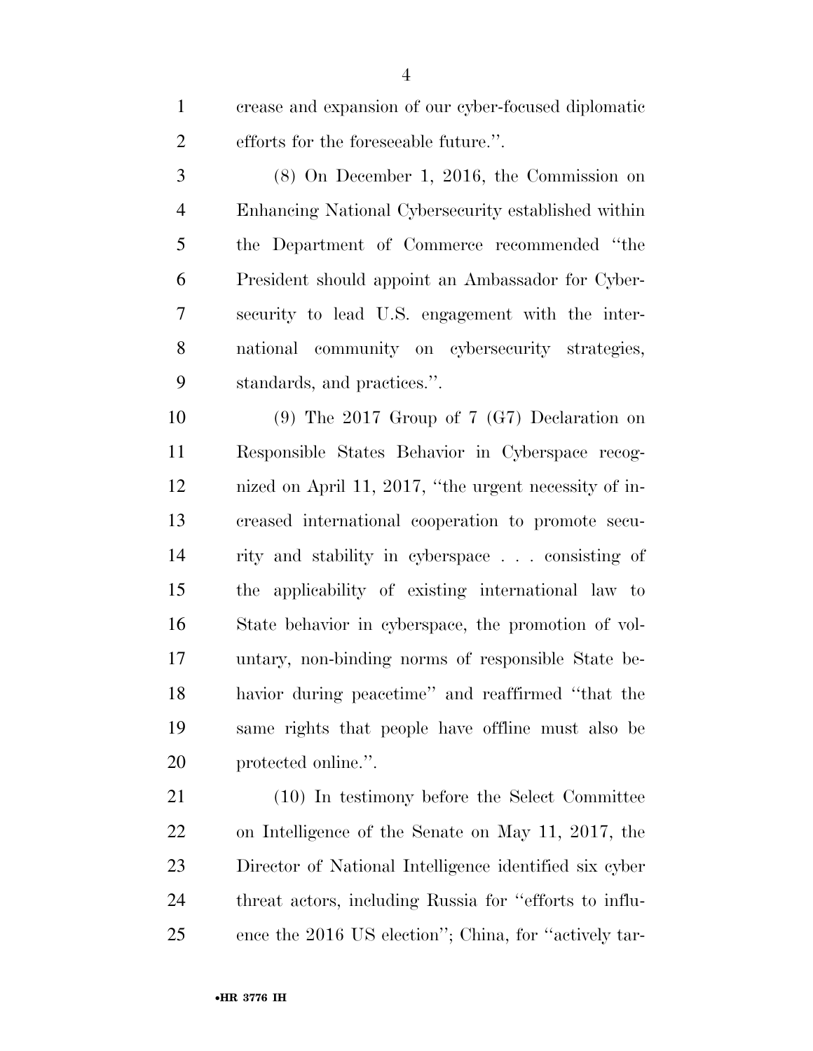crease and expansion of our cyber-focused diplomatic efforts for the foreseeable future.''.

(8) On December 1, 2016, the Commission on Enhancing National Cybersecurity established within the Department of Commerce recommended ''the President should appoint an Ambassador for Cybersecurity to lead U.S. engagement with the international community on cybersecurity strategies, standards, and practices.''.

(9) The 2017 Group of 7 (G7) Declaration on Responsible States Behavior in Cyberspace recognized on April 11, 2017, ''the urgent necessity of increased international cooperation to promote security and stability in cyberspace . . . consisting of the applicability of existing international law to State behavior in cyberspace, the promotion of voluntary, non-binding norms of responsible State behavior during peacetime'' and reaffirmed ''that the same rights that people have offline must also be protected online.''.

(10) In testimony before the Select Committee on Intelligence of the Senate on May 11, 2017, the Director of National Intelligence identified six cyber threat actors, including Russia for ''efforts to influence the 2016 US election''; China, for ''actively tar-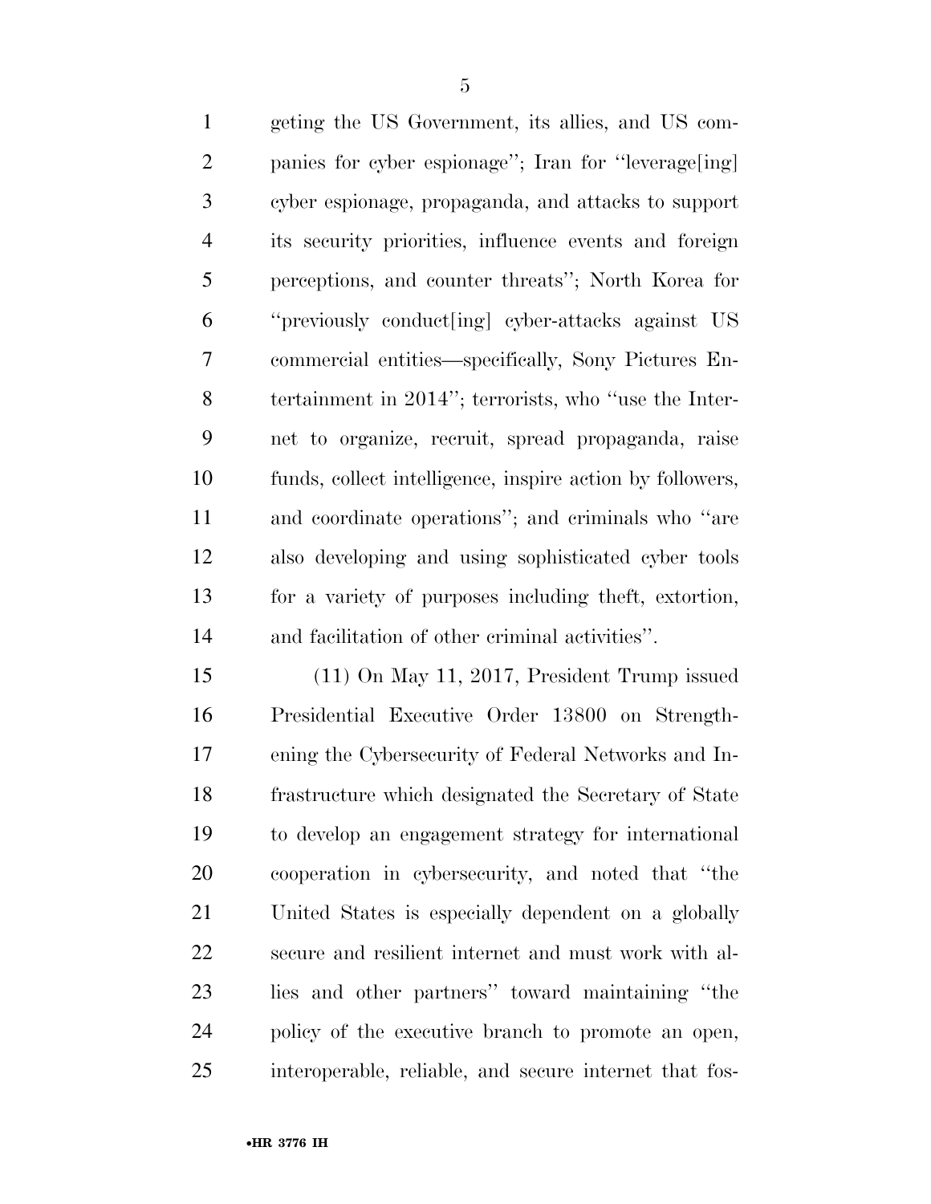geting the US Government, its allies, and US companies for cyber espionage''; Iran for ''leverage[ing] cyber espionage, propaganda, and attacks to support its security priorities, influence events and foreign perceptions, and counter threats''; North Korea for ''previously conduct[ing] cyber-attacks against US commercial entities—specifically, Sony Pictures Entertainment in 2014''; terrorists, who ''use the Internet to organize, recruit, spread propaganda, raise funds, collect intelligence, inspire action by followers, and coordinate operations''; and criminals who ''are also developing and using sophisticated cyber tools for a variety of purposes including theft, extortion, and facilitation of other criminal activities''.

(11) On May 11, 2017, President Trump issued Presidential Executive Order 13800 on Strengthening the Cybersecurity of Federal Networks and Infrastructure which designated the Secretary of State to develop an engagement strategy for international cooperation in cybersecurity, and noted that ''the United States is especially dependent on a globally secure and resilient internet and must work with allies and other partners'' toward maintaining ''the policy of the executive branch to promote an open, interoperable, reliable, and secure internet that fos-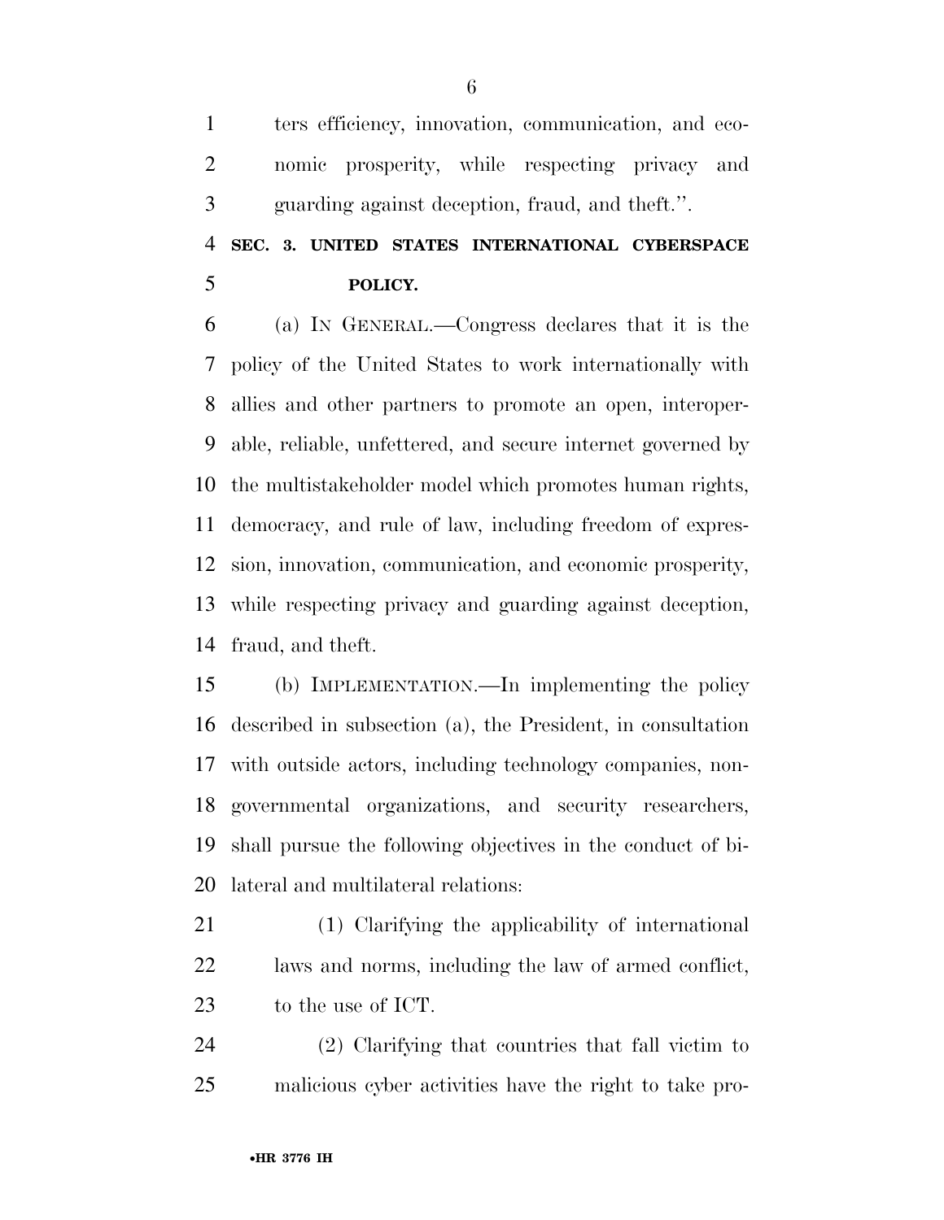ters efficiency, innovation, communication, and economic prosperity, while respecting privacy and guarding against deception, fraud, and theft.''.

## SEC. 3. UNITED STATES INTERNATIONAL CYBERSPACE POLICY.

(a) IN GENERAL.—Congress declares that it is the policy of the United States to work internationally with allies and other partners to promote an open, interoperable, reliable, unfettered, and secure internet governed by the multistakeholder model which promotes human rights, democracy, and rule of law, including freedom of expression, innovation, communication, and economic prosperity, while respecting privacy and guarding against deception, fraud, and theft.

(b) IMPLEMENTATION.—In implementing the policy described in subsection (a), the President, in consultation with outside actors, including technology companies, nongovernmental organizations, and security researchers, shall pursue the following objectives in the conduct of bilateral and multilateral relations:

(1) Clarifying the applicability of international laws and norms, including the law of armed conflict, to the use of ICT.

(2) Clarifying that countries that fall victim to malicious cyber activities have the right to take pro-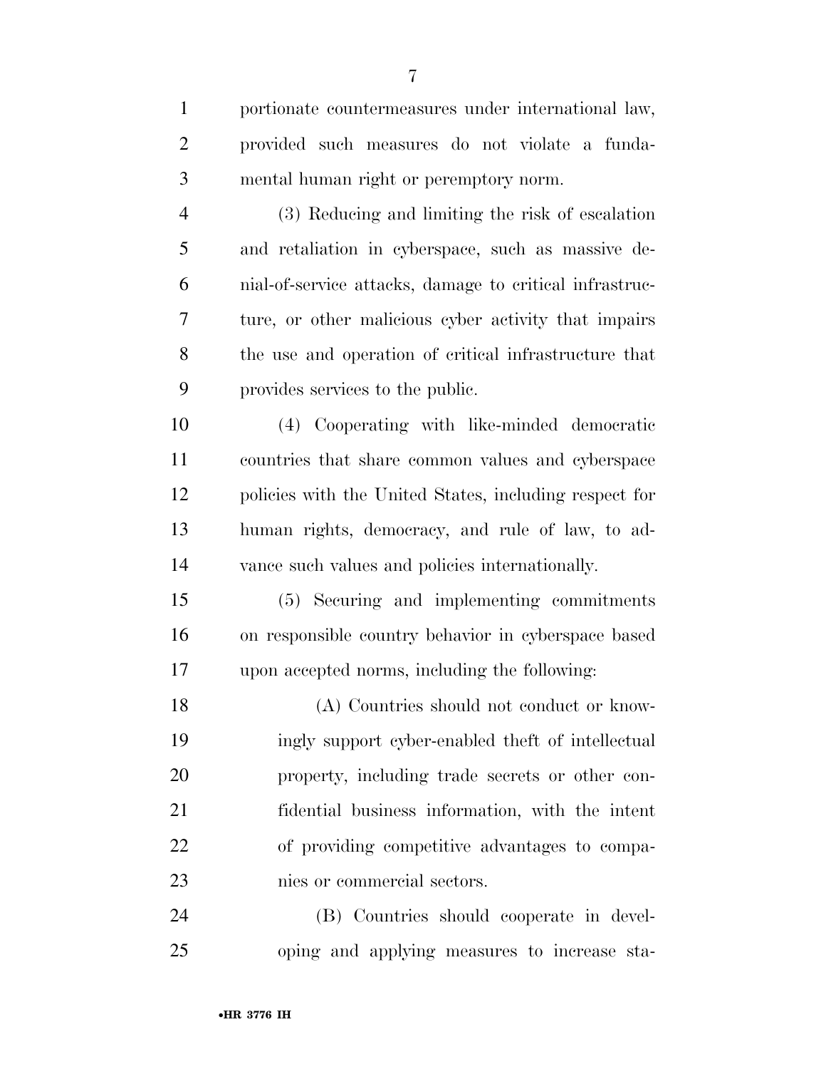portionate countermeasures under international law, provided such measures do not violate a fundamental human right or peremptory norm.

(3) Reducing and limiting the risk of escalation and retaliation in cyberspace, such as massive denial-of-service attacks, damage to critical infrastructure, or other malicious cyber activity that impairs the use and operation of critical infrastructure that provides services to the public.

(4) Cooperating with like-minded democratic countries that share common values and cyberspace policies with the United States, including respect for human rights, democracy, and rule of law, to advance such values and policies internationally.

(5) Securing and implementing commitments on responsible country behavior in cyberspace based upon accepted norms, including the following:

(A) Countries should not conduct or knowingly support cyber-enabled theft of intellectual property, including trade secrets or other confidential business information, with the intent of providing competitive advantages to companies or commercial sectors.

(B) Countries should cooperate in developing and applying measures to increase sta-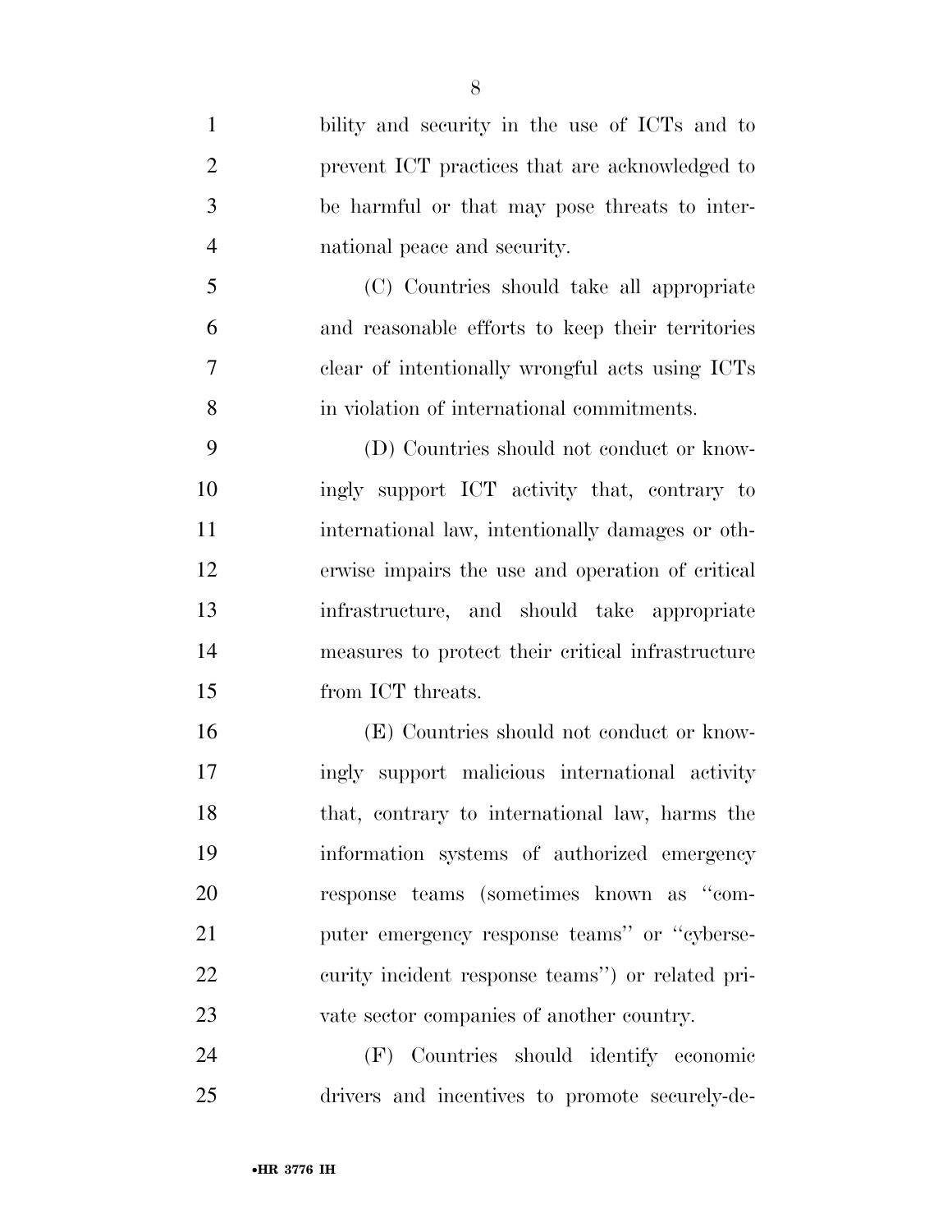bility and security in the use of ICTs and to prevent ICT practices that are acknowledged to be harmful or that may pose threats to international peace and security.

(C) Countries should take all appropriate and reasonable efforts to keep their territories clear of intentionally wrongful acts using ICTs in violation of international commitments.

(D) Countries should not conduct or knowingly support ICT activity that, contrary to international law, intentionally damages or otherwise impairs the use and operation of critical infrastructure, and should take appropriate measures to protect their critical infrastructure from ICT threats.

(E) Countries should not conduct or knowingly support malicious international activity that, contrary to international law, harms the information systems of authorized emergency response teams (sometimes known as "computer emergency response teams" or "cybersecurity incident response teams") or related private sector companies of another country.

(F) Countries should identify economic drivers and incentives to promote securely-de-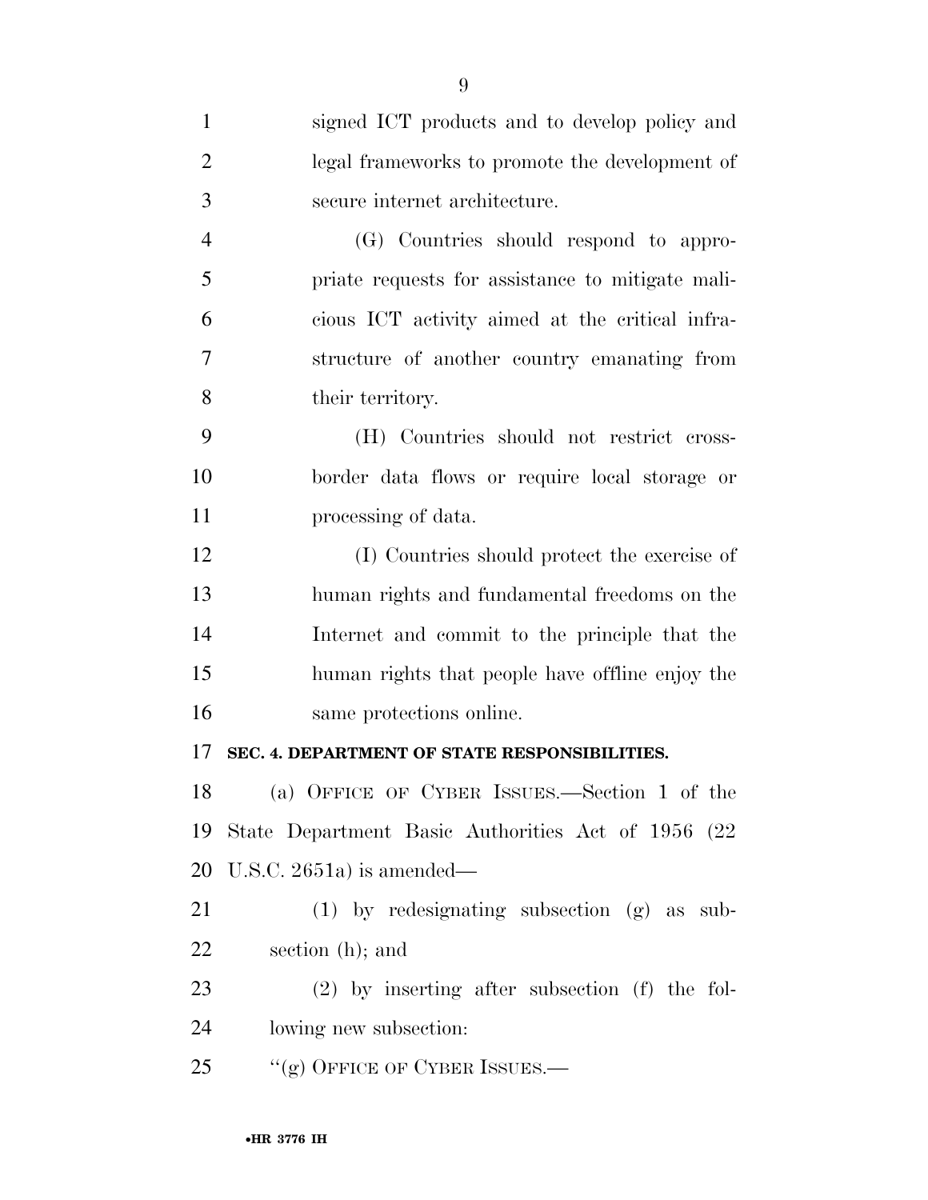signed ICT products and to develop policy and legal frameworks to promote the development of secure internet architecture.

(G) Countries should respond to appropriate requests for assistance to mitigate malicious ICT activity aimed at the critical infrastructure of another country emanating from their territory.

(H) Countries should not restrict cross-border data flows or require local storage or processing of data.

(I) Countries should protect the exercise of human rights and fundamental freedoms on the Internet and commit to the principle that the human rights that people have offline enjoy the same protections online.

## SEC. 4. DEPARTMENT OF STATE RESPONSIBILITIES.

(a) OFFICE OF CYBER ISSUES.—Section 1 of the State Department Basic Authorities Act of 1956 (22 U.S.C. 2651a) is amended—

(1) by redesignating subsection (g) as subsection (h); and

(2) by inserting after subsection (f) the following new subsection:

"(g) OFFICE OF CYBER ISSUES.—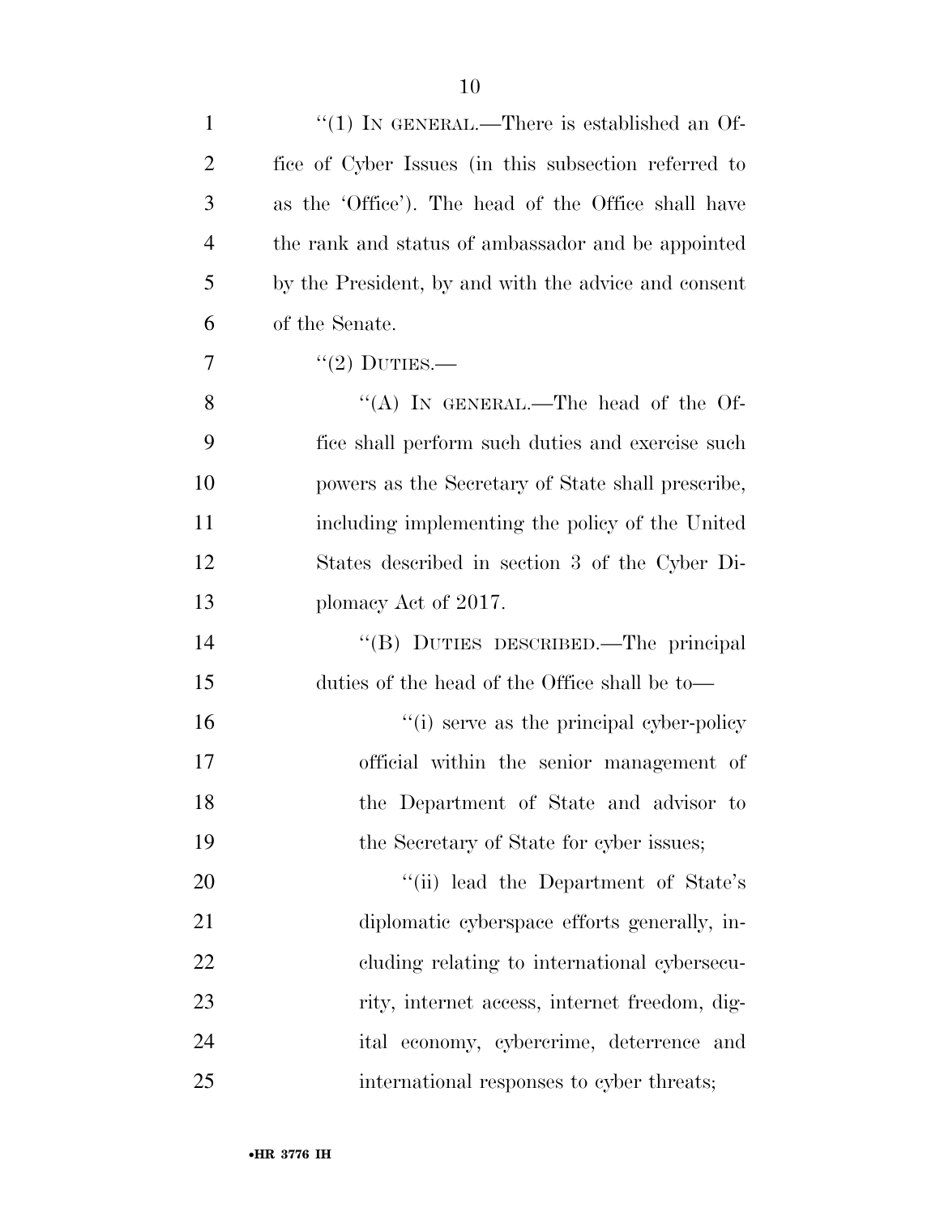"(1) IN GENERAL.—There is established an Office of Cyber Issues (in this subsection referred to as the 'Office'). The head of the Office shall have the rank and status of ambassador and be appointed by the President, by and with the advice and consent of the Senate.

"(2) DUTIES.—

"(A) IN GENERAL.—The head of the Office shall perform such duties and exercise such powers as the Secretary of State shall prescribe, including implementing the policy of the United States described in section 3 of the Cyber Diplomacy Act of 2017.

"(B) DUTIES DESCRIBED.—The principal duties of the head of the Office shall be to—

"(i) serve as the principal cyber-policy official within the senior management of the Department of State and advisor to the Secretary of State for cyber issues;

"(ii) lead the Department of State's diplomatic cyberspace efforts generally, including relating to international cybersecurity, internet access, internet freedom, digital economy, cybercrime, deterrence and international responses to cyber threats;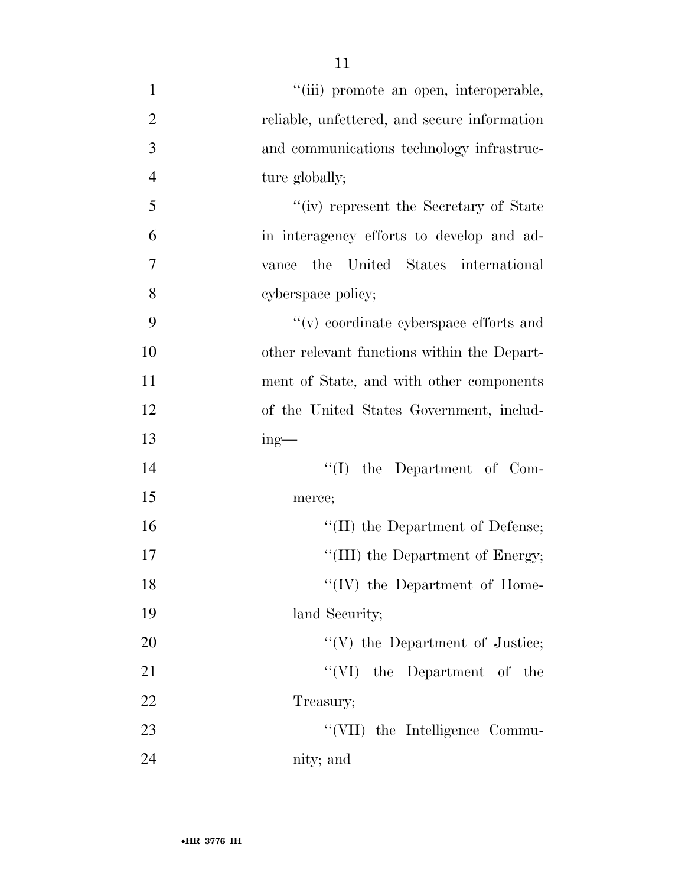''(iii) promote an open, interoperable, reliable, unfettered, and secure information and communications technology infrastructure globally;

''(iv) represent the Secretary of State in interagency efforts to develop and advance the United States international cyberspace policy;

''(v) coordinate cyberspace efforts and other relevant functions within the Department of State, and with other components of the United States Government, including—

''(I) the Department of Commerce;

''(II) the Department of Defense;

''(III) the Department of Energy;

''(IV) the Department of Homeland Security;

''(V) the Department of Justice;

''(VI) the Department of the Treasury;

''(VII) the Intelligence Community; and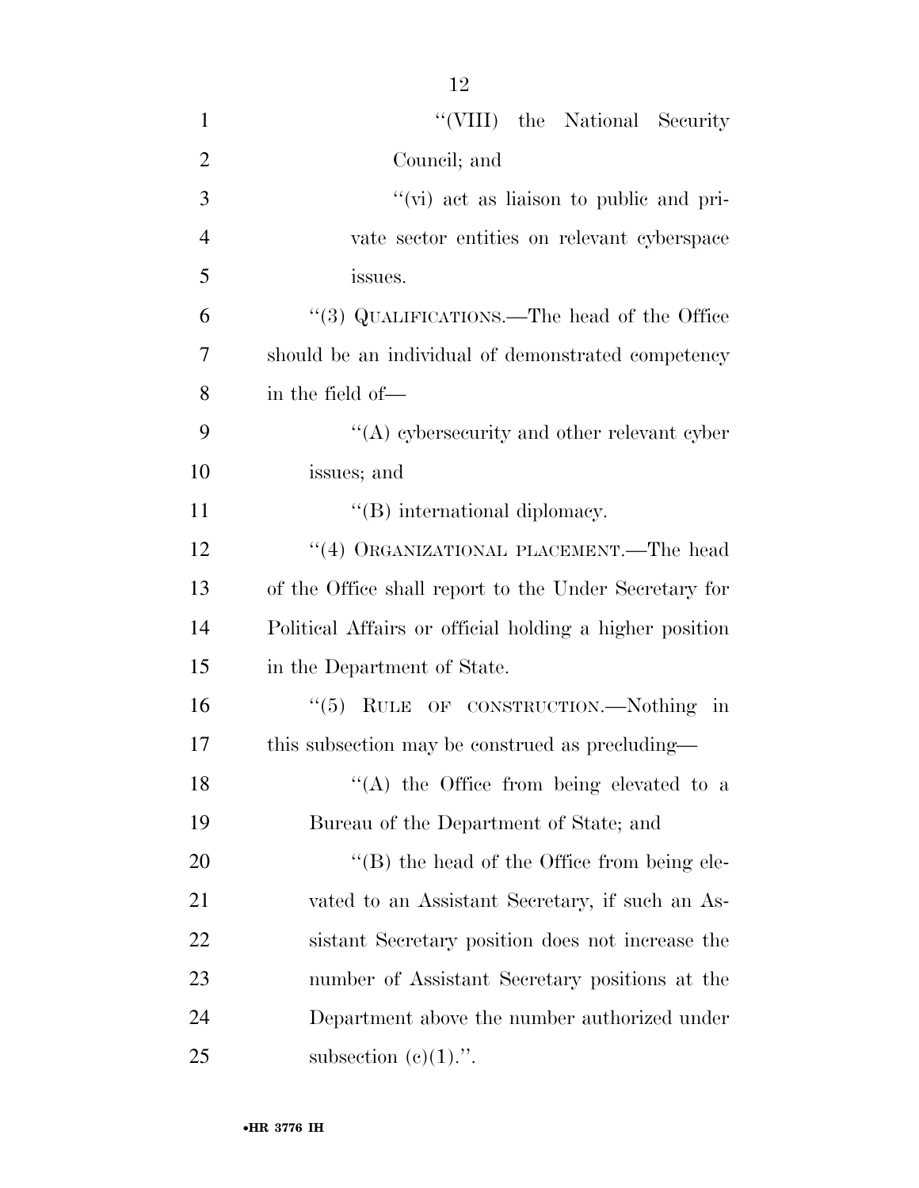"(VIII) the National Security Council; and

"(vi) act as liaison to public and private sector entities on relevant cyberspace issues.

"(3) QUALIFICATIONS.—The head of the Office should be an individual of demonstrated competency in the field of—

"(A) cybersecurity and other relevant cyber issues; and

"(B) international diplomacy.

"(4) ORGANIZATIONAL PLACEMENT.—The head of the Office shall report to the Under Secretary for Political Affairs or official holding a higher position in the Department of State.

"(5) RULE OF CONSTRUCTION.—Nothing in this subsection may be construed as precluding—

"(A) the Office from being elevated to a Bureau of the Department of State; and

"(B) the head of the Office from being elevated to an Assistant Secretary, if such an Assistant Secretary position does not increase the number of Assistant Secretary positions at the Department above the number authorized under subsection (c)(1).".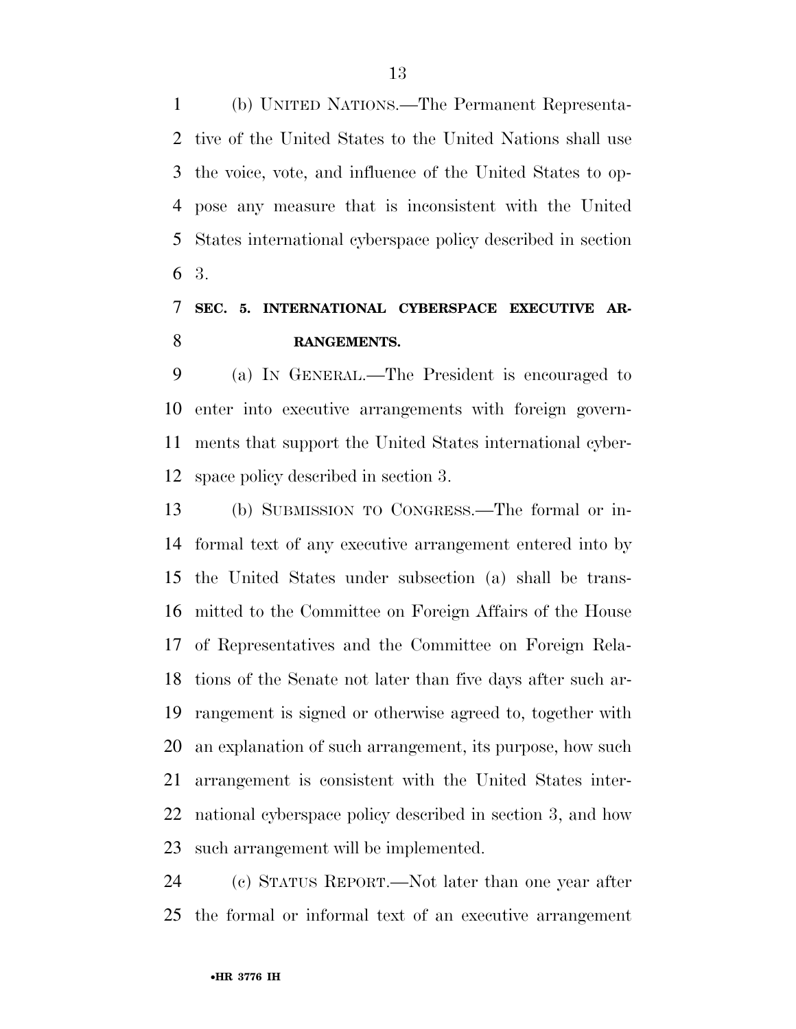(b) UNITED NATIONS.—The Permanent Representative of the United States to the United Nations shall use the voice, vote, and influence of the United States to oppose any measure that is inconsistent with the United States international cyberspace policy described in section 3.

## SEC. 5. INTERNATIONAL CYBERSPACE EXECUTIVE ARRANGEMENTS.

(a) IN GENERAL.—The President is encouraged to enter into executive arrangements with foreign governments that support the United States international cyberspace policy described in section 3.

(b) SUBMISSION TO CONGRESS.—The formal or informal text of any executive arrangement entered into by the United States under subsection (a) shall be transmitted to the Committee on Foreign Affairs of the House of Representatives and the Committee on Foreign Relations of the Senate not later than five days after such arrangement is signed or otherwise agreed to, together with an explanation of such arrangement, its purpose, how such arrangement is consistent with the United States international cyberspace policy described in section 3, and how such arrangement will be implemented.

(c) STATUS REPORT.—Not later than one year after the formal or informal text of an executive arrangement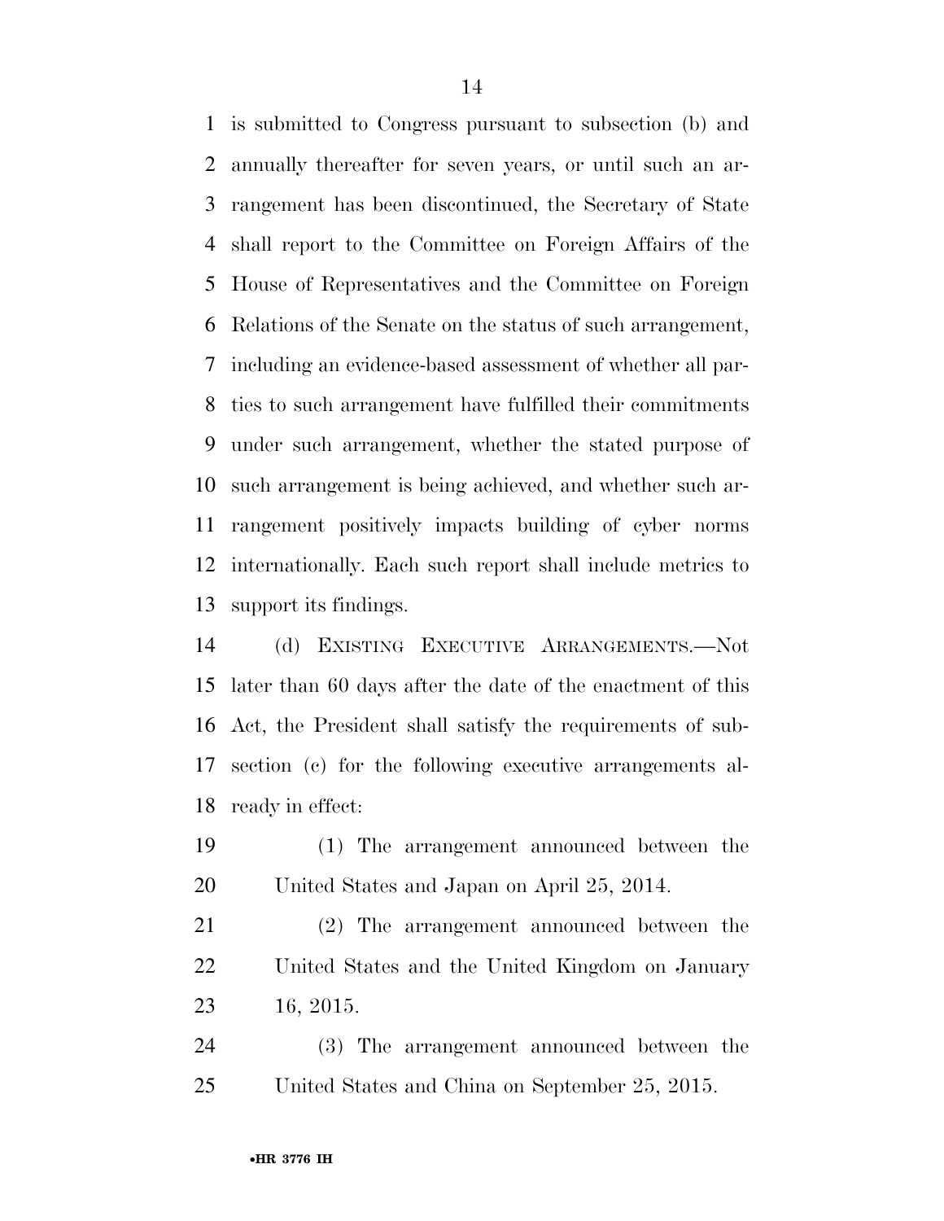is submitted to Congress pursuant to subsection (b) and annually thereafter for seven years, or until such an arrangement has been discontinued, the Secretary of State shall report to the Committee on Foreign Affairs of the House of Representatives and the Committee on Foreign Relations of the Senate on the status of such arrangement, including an evidence-based assessment of whether all parties to such arrangement have fulfilled their commitments under such arrangement, whether the stated purpose of such arrangement is being achieved, and whether such arrangement positively impacts building of cyber norms internationally. Each such report shall include metrics to support its findings.

(d) EXISTING EXECUTIVE ARRANGEMENTS.—Not later than 60 days after the date of the enactment of this Act, the President shall satisfy the requirements of subsection (c) for the following executive arrangements already in effect:

(1) The arrangement announced between the United States and Japan on April 25, 2014.

(2) The arrangement announced between the United States and the United Kingdom on January 16, 2015.

(3) The arrangement announced between the United States and China on September 25, 2015.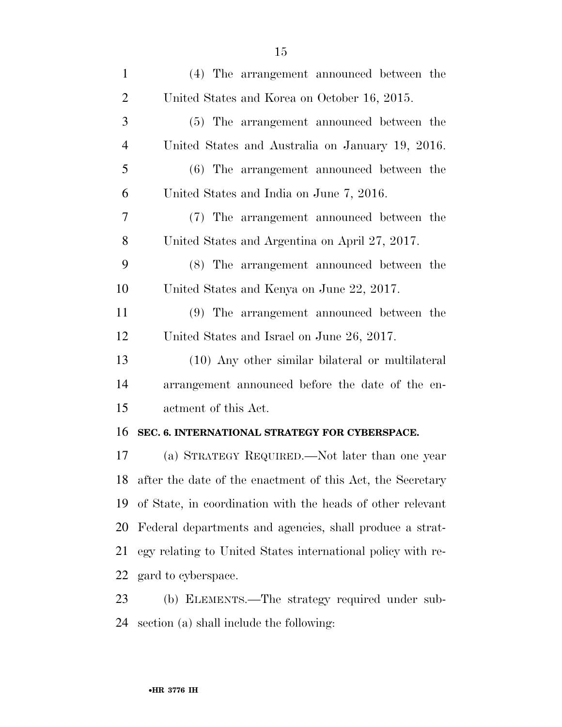(4) The arrangement announced between the United States and Korea on October 16, 2015.

(5) The arrangement announced between the United States and Australia on January 19, 2016.

(6) The arrangement announced between the United States and India on June 7, 2016.

(7) The arrangement announced between the United States and Argentina on April 27, 2017.

(8) The arrangement announced between the United States and Kenya on June 22, 2017.

(9) The arrangement announced between the United States and Israel on June 26, 2017.

(10) Any other similar bilateral or multilateral arrangement announced before the date of the enactment of this Act.

**SEC. 6. INTERNATIONAL STRATEGY FOR CYBERSPACE.**

(a) STRATEGY REQUIRED.—Not later than one year after the date of the enactment of this Act, the Secretary of State, in coordination with the heads of other relevant Federal departments and agencies, shall produce a strategy relating to United States international policy with regard to cyberspace.

(b) ELEMENTS.—The strategy required under subsection (a) shall include the following: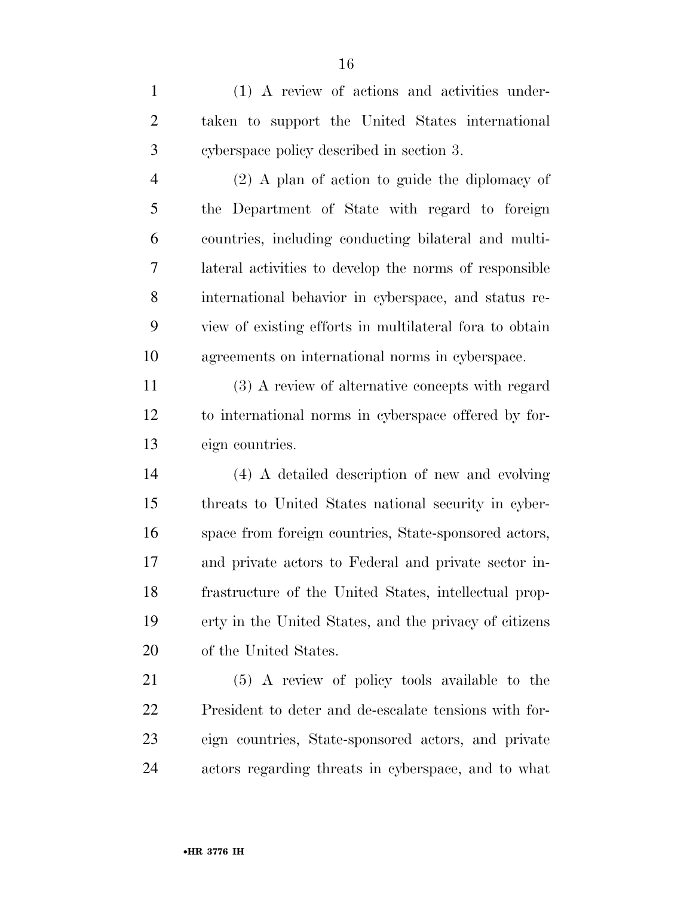(1) A review of actions and activities undertaken to support the United States international cyberspace policy described in section 3.

(2) A plan of action to guide the diplomacy of the Department of State with regard to foreign countries, including conducting bilateral and multilateral activities to develop the norms of responsible international behavior in cyberspace, and status review of existing efforts in multilateral fora to obtain agreements on international norms in cyberspace.

(3) A review of alternative concepts with regard to international norms in cyberspace offered by foreign countries.

(4) A detailed description of new and evolving threats to United States national security in cyberspace from foreign countries, State-sponsored actors, and private actors to Federal and private sector infrastructure of the United States, intellectual property in the United States, and the privacy of citizens of the United States.

(5) A review of policy tools available to the President to deter and de-escalate tensions with foreign countries, State-sponsored actors, and private actors regarding threats in cyberspace, and to what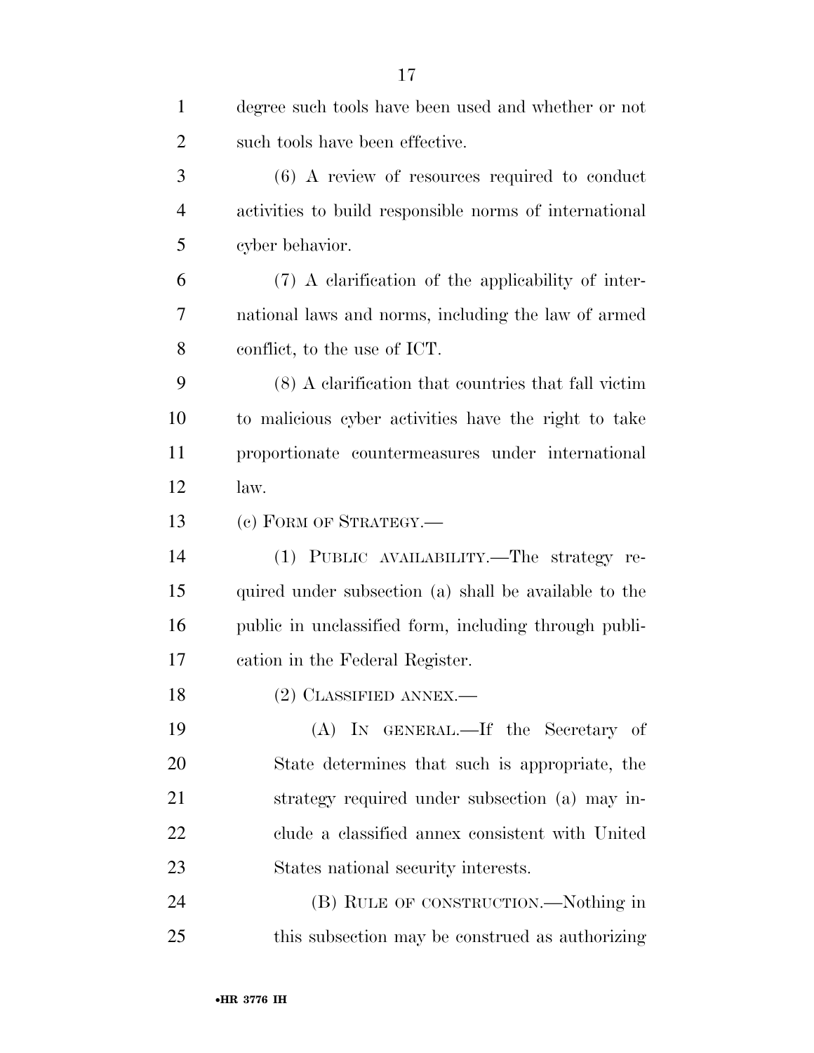degree such tools have been used and whether or not such tools have been effective.

(6) A review of resources required to conduct activities to build responsible norms of international cyber behavior.

(7) A clarification of the applicability of international laws and norms, including the law of armed conflict, to the use of ICT.

(8) A clarification that countries that fall victim to malicious cyber activities have the right to take proportionate countermeasures under international law.

(c) FORM OF STRATEGY.—

(1) PUBLIC AVAILABILITY.—The strategy required under subsection (a) shall be available to the public in unclassified form, including through publication in the Federal Register.

(2) CLASSIFIED ANNEX.—

(A) IN GENERAL.—If the Secretary of State determines that such is appropriate, the strategy required under subsection (a) may include a classified annex consistent with United States national security interests.

(B) RULE OF CONSTRUCTION.—Nothing in this subsection may be construed as authorizing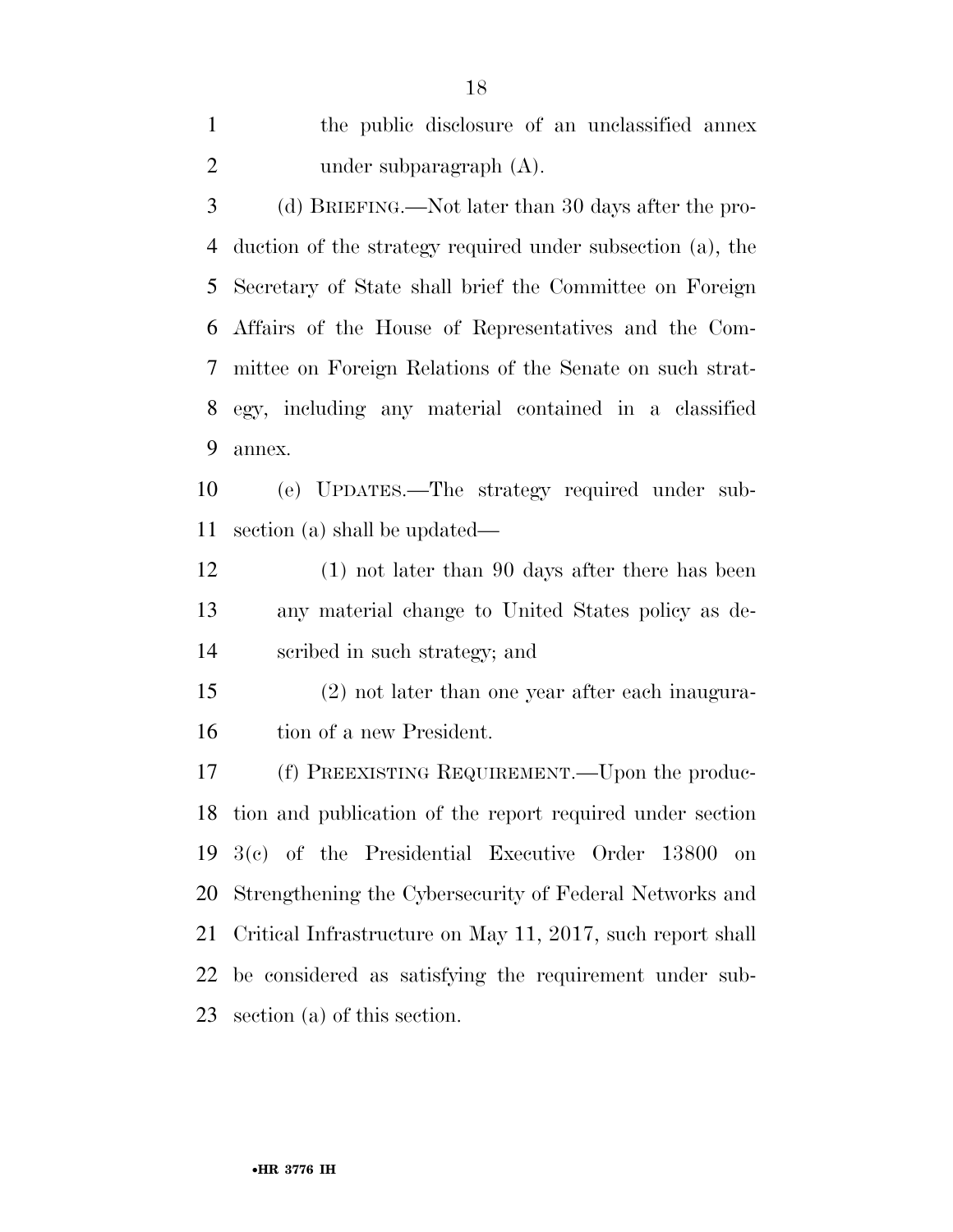the public disclosure of an unclassified annex under subparagraph (A).

(d) BRIEFING.—Not later than 30 days after the production of the strategy required under subsection (a), the Secretary of State shall brief the Committee on Foreign Affairs of the House of Representatives and the Committee on Foreign Relations of the Senate on such strategy, including any material contained in a classified annex.

(e) UPDATES.—The strategy required under subsection (a) shall be updated—

(1) not later than 90 days after there has been any material change to United States policy as described in such strategy; and

(2) not later than one year after each inauguration of a new President.

(f) PREEXISTING REQUIREMENT.—Upon the production and publication of the report required under section 3(c) of the Presidential Executive Order 13800 on Strengthening the Cybersecurity of Federal Networks and Critical Infrastructure on May 11, 2017, such report shall be considered as satisfying the requirement under subsection (a) of this section.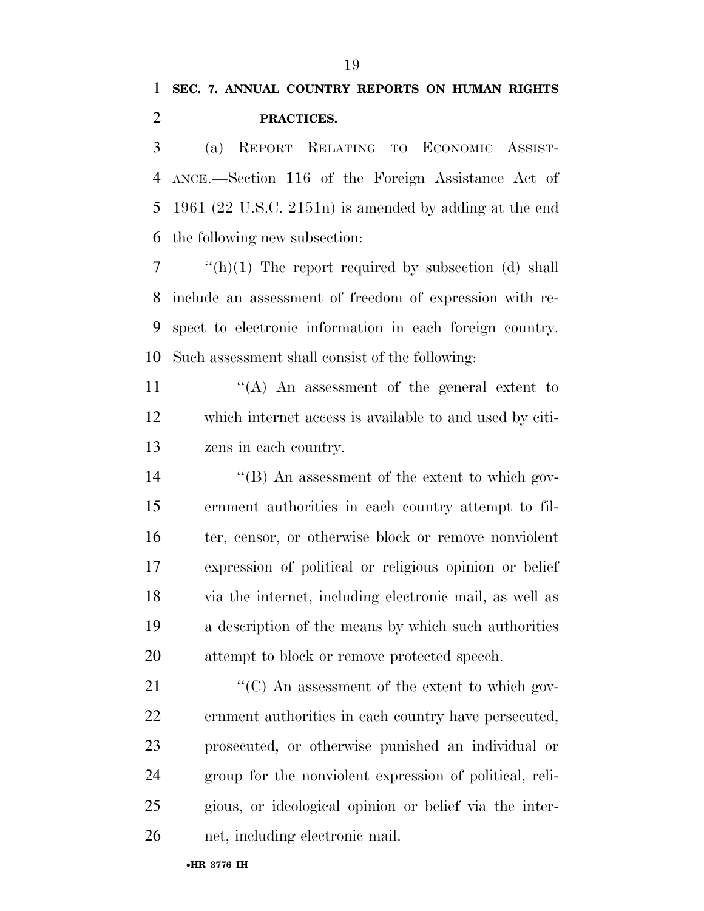**SEC. 7. ANNUAL COUNTRY REPORTS ON HUMAN RIGHTS PRACTICES.**

(a) REPORT RELATING TO ECONOMIC ASSISTANCE.—Section 116 of the Foreign Assistance Act of 1961 (22 U.S.C. 2151n) is amended by adding at the end the following new subsection:

''(h)(1) The report required by subsection (d) shall include an assessment of freedom of expression with respect to electronic information in each foreign country. Such assessment shall consist of the following:

''(A) An assessment of the general extent to which internet access is available to and used by citizens in each country.

''(B) An assessment of the extent to which government authorities in each country attempt to filter, censor, or otherwise block or remove nonviolent expression of political or religious opinion or belief via the internet, including electronic mail, as well as a description of the means by which such authorities attempt to block or remove protected speech.

''(C) An assessment of the extent to which government authorities in each country have persecuted, prosecuted, or otherwise punished an individual or group for the nonviolent expression of political, religious, or ideological opinion or belief via the internet, including electronic mail.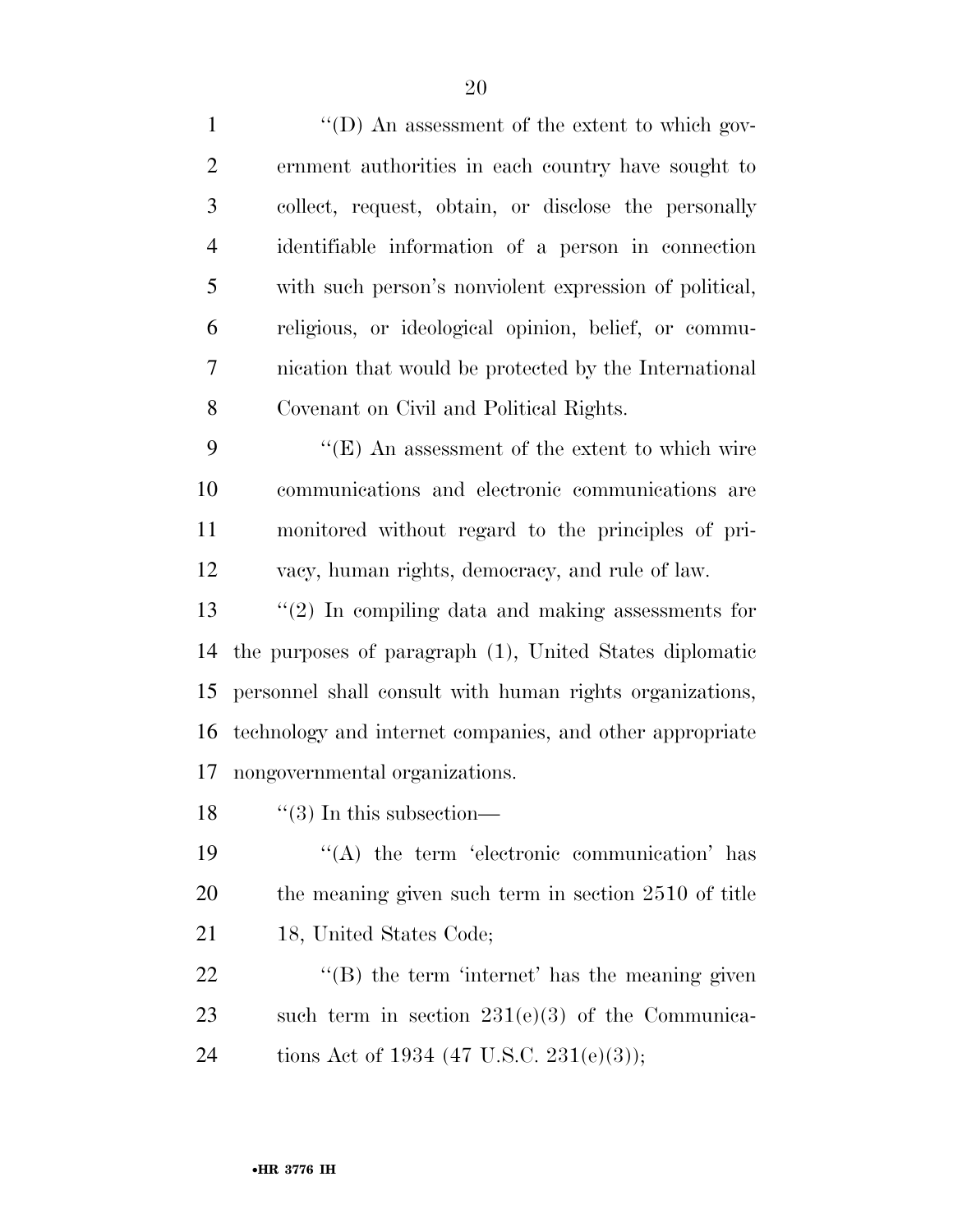''(D) An assessment of the extent to which government authorities in each country have sought to collect, request, obtain, or disclose the personally identifiable information of a person in connection with such person's nonviolent expression of political, religious, or ideological opinion, belief, or communication that would be protected by the International Covenant on Civil and Political Rights.

''(E) An assessment of the extent to which wire communications and electronic communications are monitored without regard to the principles of privacy, human rights, democracy, and rule of law.

''(2) In compiling data and making assessments for the purposes of paragraph (1), United States diplomatic personnel shall consult with human rights organizations, technology and internet companies, and other appropriate nongovernmental organizations.

''(3) In this subsection—

''(A) the term 'electronic communication' has the meaning given such term in section 2510 of title 18, United States Code;

''(B) the term 'internet' has the meaning given such term in section 231(e)(3) of the Communications Act of 1934 (47 U.S.C. 231(e)(3));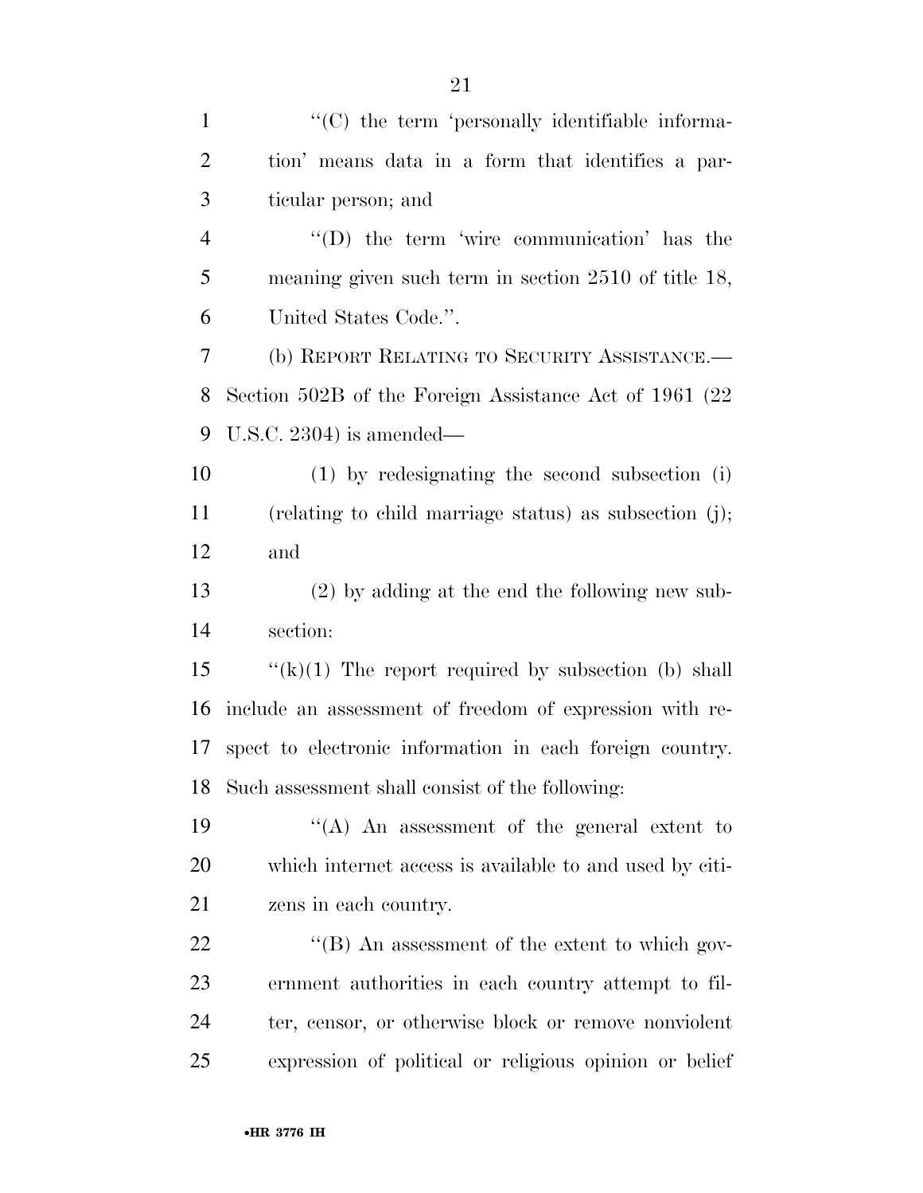''(C) the term 'personally identifiable information' means data in a form that identifies a particular person; and

''(D) the term 'wire communication' has the meaning given such term in section 2510 of title 18, United States Code.''.

(b) REPORT RELATING TO SECURITY ASSISTANCE.—Section 502B of the Foreign Assistance Act of 1961 (22 U.S.C. 2304) is amended—

(1) by redesignating the second subsection (i) (relating to child marriage status) as subsection (j); and

(2) by adding at the end the following new subsection:

''(k)(1) The report required by subsection (b) shall include an assessment of freedom of expression with respect to electronic information in each foreign country. Such assessment shall consist of the following:

''(A) An assessment of the general extent to which internet access is available to and used by citizens in each country.

''(B) An assessment of the extent to which government authorities in each country attempt to filter, censor, or otherwise block or remove nonviolent expression of political or religious opinion or belief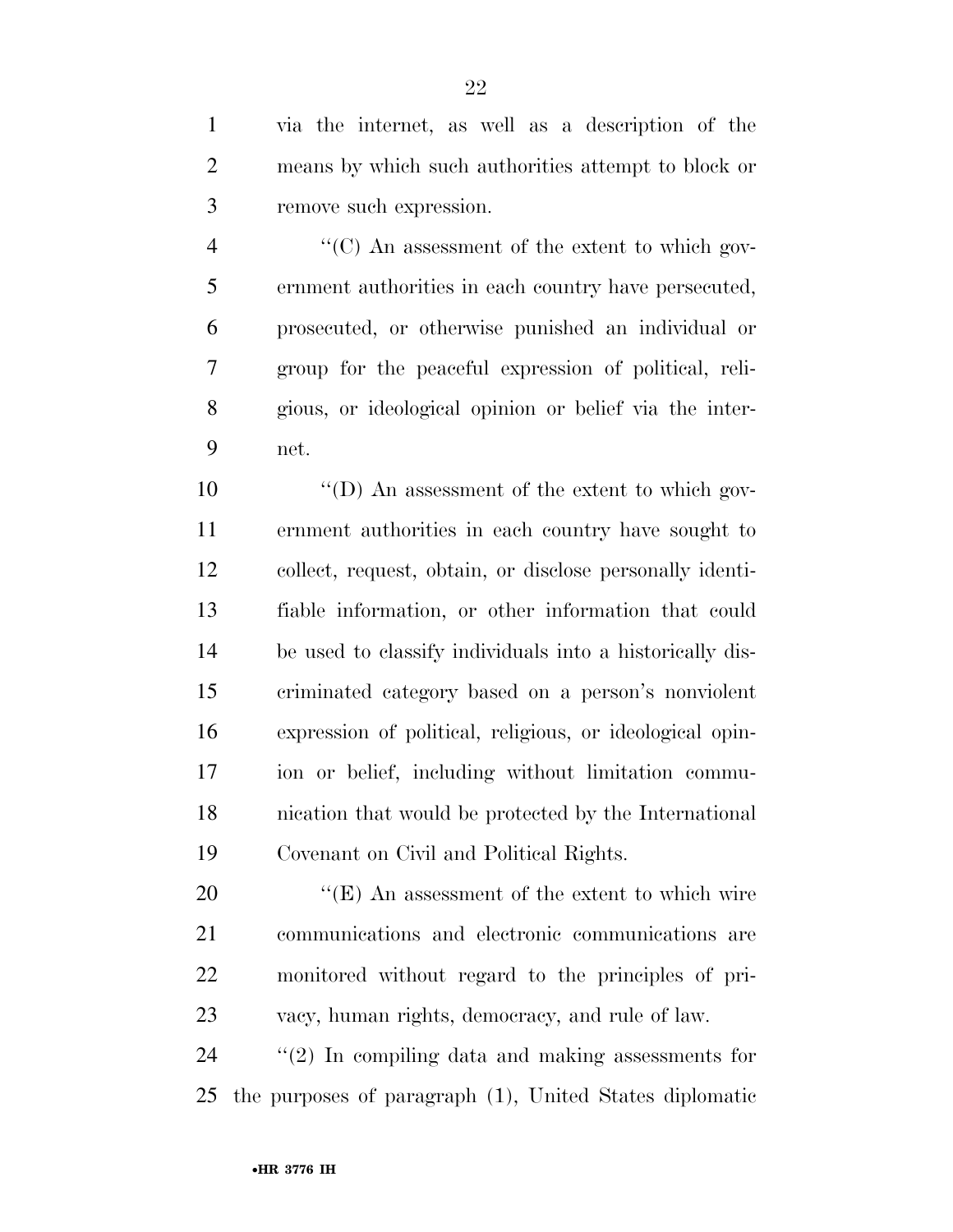via the internet, as well as a description of the means by which such authorities attempt to block or remove such expression.

"(C) An assessment of the extent to which government authorities in each country have persecuted, prosecuted, or otherwise punished an individual or group for the peaceful expression of political, religious, or ideological opinion or belief via the internet.

"(D) An assessment of the extent to which government authorities in each country have sought to collect, request, obtain, or disclose personally identifiable information, or other information that could be used to classify individuals into a historically discriminated category based on a person's nonviolent expression of political, religious, or ideological opinion or belief, including without limitation communication that would be protected by the International Covenant on Civil and Political Rights.

"(E) An assessment of the extent to which wire communications and electronic communications are monitored without regard to the principles of privacy, human rights, democracy, and rule of law.

"(2) In compiling data and making assessments for the purposes of paragraph (1), United States diplomatic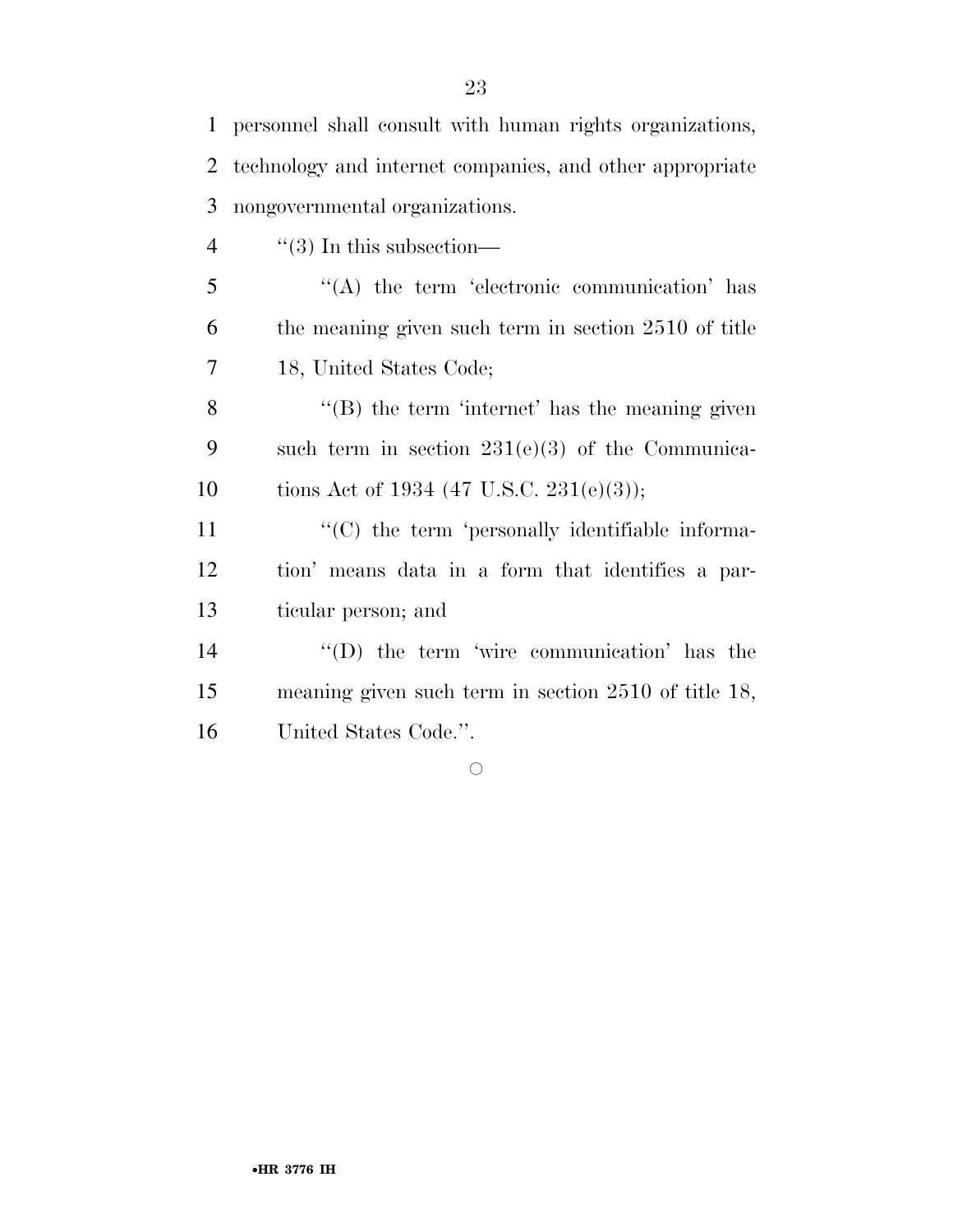personnel shall consult with human rights organizations, technology and internet companies, and other appropriate nongovernmental organizations.

''(3) In this subsection—

''(A) the term 'electronic communication' has the meaning given such term in section 2510 of title 18, United States Code;

''(B) the term 'internet' has the meaning given such term in section 231(e)(3) of the Communications Act of 1934 (47 U.S.C. 231(e)(3));

''(C) the term 'personally identifiable information' means data in a form that identifies a particular person; and

''(D) the term 'wire communication' has the meaning given such term in section 2510 of title 18, United States Code.''.

○